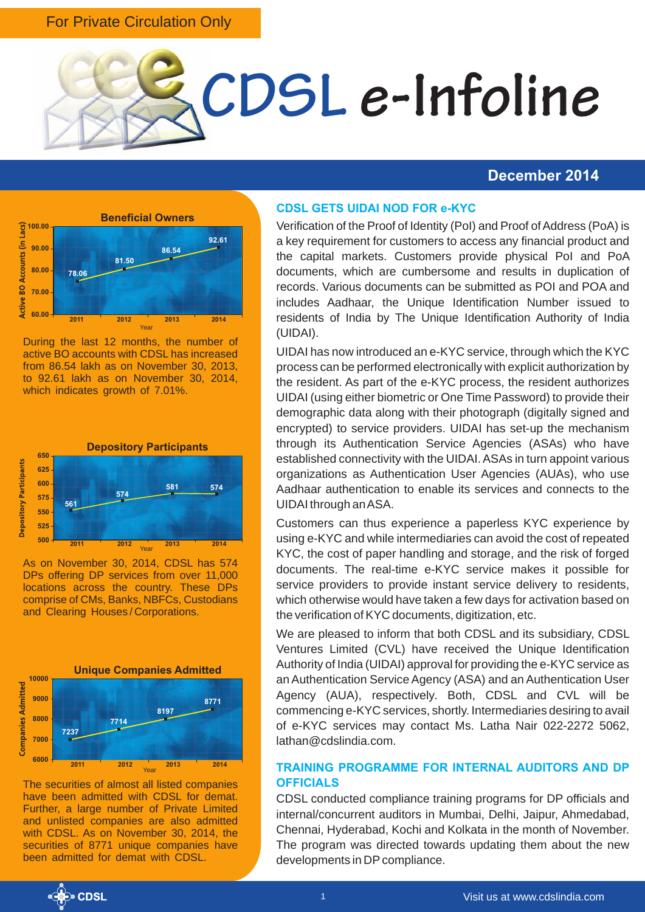For Private Circulation Only

# CDSL e-Infoline

**December 2014**

### Beneficial Owners

| Year | Active BO Accounts (in Lacs) |
| --- | --- |
| 2011 | 78.06 |
| 2012 | 81.50 |
| 2013 | 86.54 |
| 2014 | 92.61 |

During the last 12 months, the number of active BO accounts with CDSL has increased from 86.54 lakh as on November 30, 2013, to 92.61 lakh as on November 30, 2014, which indicates growth of 7.01%.

### Depository Participants

| Year | Depository Participants |
| --- | --- |
| 2011 | 561 |
| 2012 | 574 |
| 2013 | 581 |
| 2014 | 574 |

As on November 30, 2014, CDSL has 574 DPs offering DP services from over 11,000 locations across the country. These DPs comprise of CMs, Banks, NBFCs, Custodians and Clearing Houses / Corporations.

### Unique Companies Admitted

| Year | Companies Admitted |
| --- | --- |
| 2011 | 7237 |
| 2012 | 7714 |
| 2013 | 8197 |
| 2014 | 8771 |

The securities of almost all listed companies have been admitted with CDSL for demat. Further, a large number of Private Limited and unlisted companies are also admitted with CDSL. As on November 30, 2014, the securities of 8771 unique companies have been admitted for demat with CDSL.

## CDSL GETS UIDAI NOD FOR e-KYC

Verification of the Proof of Identity (PoI) and Proof of Address (PoA) is a key requirement for customers to access any financial product and the capital markets. Customers provide physical PoI and PoA documents, which are cumbersome and results in duplication of records. Various documents can be submitted as POI and POA and includes Aadhaar, the Unique Identification Number issued to residents of India by The Unique Identification Authority of India (UIDAI).

UIDAI has now introduced an e-KYC service, through which the KYC process can be performed electronically with explicit authorization by the resident. As part of the e-KYC process, the resident authorizes UIDAI (using either biometric or One Time Password) to provide their demographic data along with their photograph (digitally signed and encrypted) to service providers. UIDAI has set-up the mechanism through its Authentication Service Agencies (ASAs) who have established connectivity with the UIDAI. ASAs in turn appoint various organizations as Authentication User Agencies (AUAs), who use Aadhaar authentication to enable its services and connects to the UIDAI through an ASA.

Customers can thus experience a paperless KYC experience by using e-KYC and while intermediaries can avoid the cost of repeated KYC, the cost of paper handling and storage, and the risk of forged documents. The real-time e-KYC service makes it possible for service providers to provide instant service delivery to residents, which otherwise would have taken a few days for activation based on the verification of KYC documents, digitization, etc.

We are pleased to inform that both CDSL and its subsidiary, CDSL Ventures Limited (CVL) have received the Unique Identification Authority of India (UIDAI) approval for providing the e-KYC service as an Authentication Service Agency (ASA) and an Authentication User Agency (AUA), respectively. Both, CDSL and CVL will be commencing e-KYC services, shortly. Intermediaries desiring to avail of e-KYC services may contact Ms. Latha Nair 022-2272 5062, lathan@cdslindia.com.

## TRAINING PROGRAMME FOR INTERNAL AUDITORS AND DP OFFICIALS

CDSL conducted compliance training programs for DP officials and internal/concurrent auditors in Mumbai, Delhi, Jaipur, Ahmedabad, Chennai, Hyderabad, Kochi and Kolkata in the month of November. The program was directed towards updating them about the new developments in DP compliance.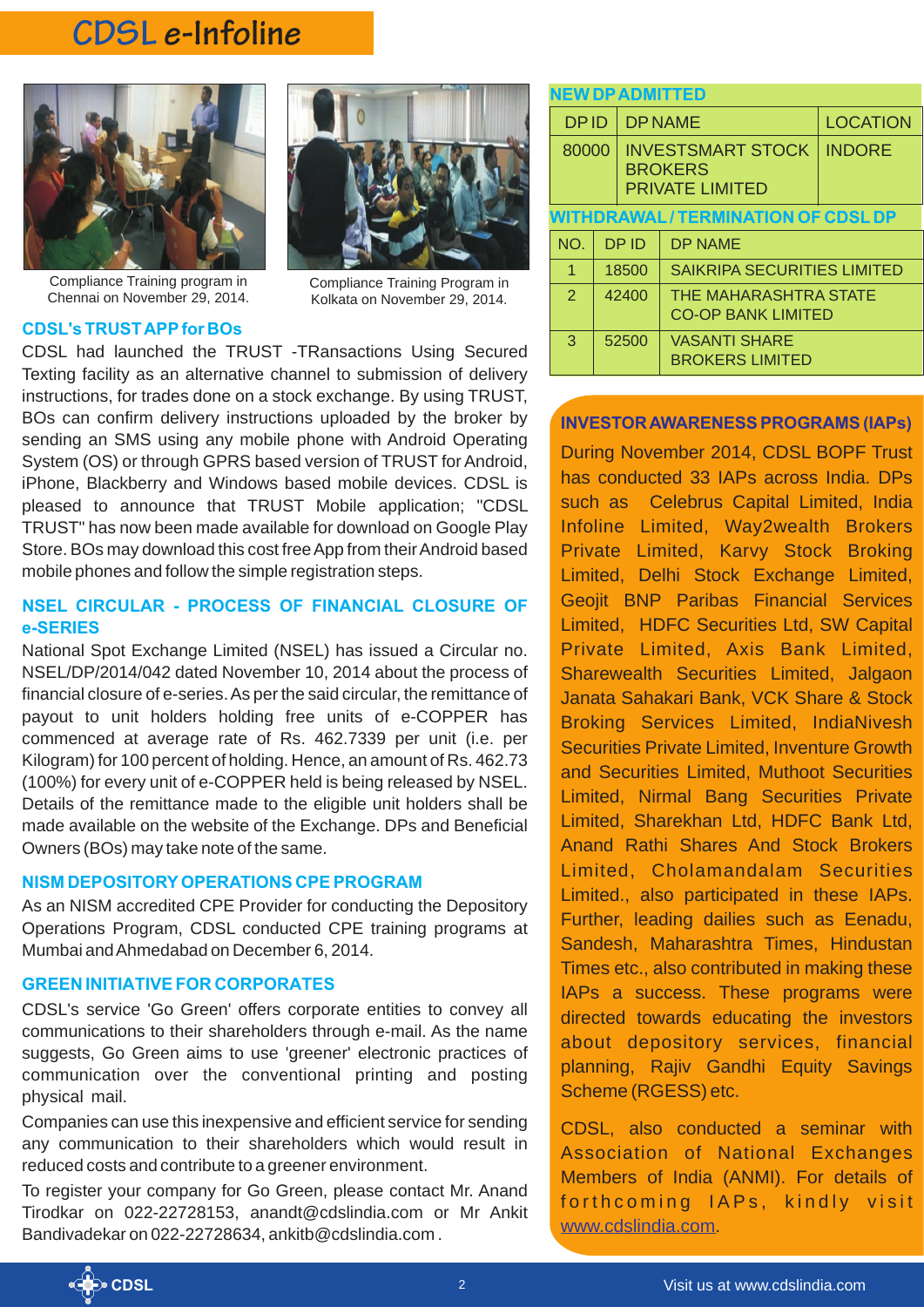# CDSL e-Infoline

Compliance Training program in Chennai on November 29, 2014.

Compliance Training Program in Kolkata on November 29, 2014.

## CDSL's TRUST APP for BOs

CDSL had launched the TRUST -TRansactions Using Secured Texting facility as an alternative channel to submission of delivery instructions, for trades done on a stock exchange. By using TRUST, BOs can confirm delivery instructions uploaded by the broker by sending an SMS using any mobile phone with Android Operating System (OS) or through GPRS based version of TRUST for Android, iPhone, Blackberry and Windows based mobile devices. CDSL is pleased to announce that TRUST Mobile application; "CDSL TRUST" has now been made available for download on Google Play Store. BOs may download this cost free App from their Android based mobile phones and follow the simple registration steps.

## NSEL CIRCULAR - PROCESS OF FINANCIAL CLOSURE OF e-SERIES

National Spot Exchange Limited (NSEL) has issued a Circular no. NSEL/DP/2014/042 dated November 10, 2014 about the process of financial closure of e-series. As per the said circular, the remittance of payout to unit holders holding free units of e-COPPER has commenced at average rate of Rs. 462.7339 per unit (i.e. per Kilogram) for 100 percent of holding. Hence, an amount of Rs. 462.73 (100%) for every unit of e-COPPER held is being released by NSEL. Details of the remittance made to the eligible unit holders shall be made available on the website of the Exchange. DPs and Beneficial Owners (BOs) may take note of the same.

## NISM DEPOSITORY OPERATIONS CPE PROGRAM

As an NISM accredited CPE Provider for conducting the Depository Operations Program, CDSL conducted CPE training programs at Mumbai and Ahmedabad on December 6, 2014.

## GREEN INITIATIVE FOR CORPORATES

CDSL's service 'Go Green' offers corporate entities to convey all communications to their shareholders through e-mail. As the name suggests, Go Green aims to use 'greener' electronic practices of communication over the conventional printing and posting physical mail.

Companies can use this inexpensive and efficient service for sending any communication to their shareholders which would result in reduced costs and contribute to a greener environment.

To register your company for Go Green, please contact Mr. Anand Tirodkar on 022-22728153, anandt@cdslindia.com or Mr Ankit Bandivadekar on 022-22728634, ankitb@cdslindia.com .

## NEW DP ADMITTED

| DP ID | DP NAME | LOCATION |
|---|---|---|
| 80000 | INVESTSMART STOCK BROKERS PRIVATE LIMITED | INDORE |

## WITHDRAWAL / TERMINATION OF CDSL DP

| NO. | DP ID | DP NAME |
|---|---|---|
| 1 | 18500 | SAIKRIPA SECURITIES LIMITED |
| 2 | 42400 | THE MAHARASHTRA STATE CO-OP BANK LIMITED |
| 3 | 52500 | VASANTI SHARE BROKERS LIMITED |

## INVESTOR AWARENESS PROGRAMS (IAPs)

During November 2014, CDSL BOPF Trust has conducted 33 IAPs across India. DPs such as Celebrus Capital Limited, India Infoline Limited, Way2wealth Brokers Private Limited, Karvy Stock Broking Limited, Delhi Stock Exchange Limited, Geojit BNP Paribas Financial Services Limited, HDFC Securities Ltd, SW Capital Private Limited, Axis Bank Limited, Sharewealth Securities Limited, Jalgaon Janata Sahakari Bank, VCK Share & Stock Broking Services Limited, IndiaNivesh Securities Private Limited, Inventure Growth and Securities Limited, Muthoot Securities Limited, Nirmal Bang Securities Private Limited, Sharekhan Ltd, HDFC Bank Ltd, Anand Rathi Shares And Stock Brokers Limited, Cholamandalam Securities Limited., also participated in these IAPs. Further, leading dailies such as Eenadu, Sandesh, Maharashtra Times, Hindustan Times etc., also contributed in making these IAPs a success. These programs were directed towards educating the investors about depository services, financial planning, Rajiv Gandhi Equity Savings Scheme (RGESS) etc.

CDSL, also conducted a seminar with Association of National Exchanges Members of India (ANMI). For details of forthcoming IAPs, kindly visit www.cdslindia.com.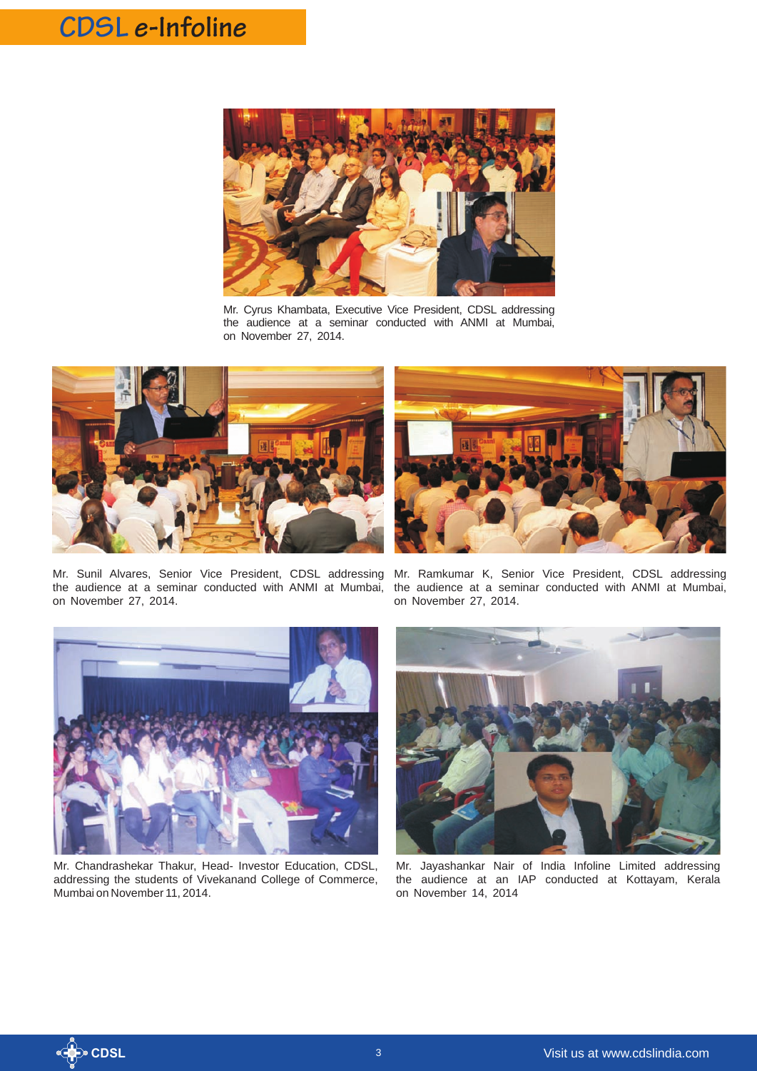Mr. Cyrus Khambata, Executive Vice President, CDSL addressing the audience at a seminar conducted with ANMI at Mumbai, on November 27, 2014.

Mr. Sunil Alvares, Senior Vice President, CDSL addressing the audience at a seminar conducted with ANMI at Mumbai, on November 27, 2014.

Mr. Ramkumar K, Senior Vice President, CDSL addressing the audience at a seminar conducted with ANMI at Mumbai, on November 27, 2014.

Mr. Chandrashekar Thakur, Head- Investor Education, CDSL, addressing the students of Vivekanand College of Commerce, Mumbai on November 11, 2014.

Mr. Jayashankar Nair of India Infoline Limited addressing the audience at an IAP conducted at Kottayam, Kerala on November 14, 2014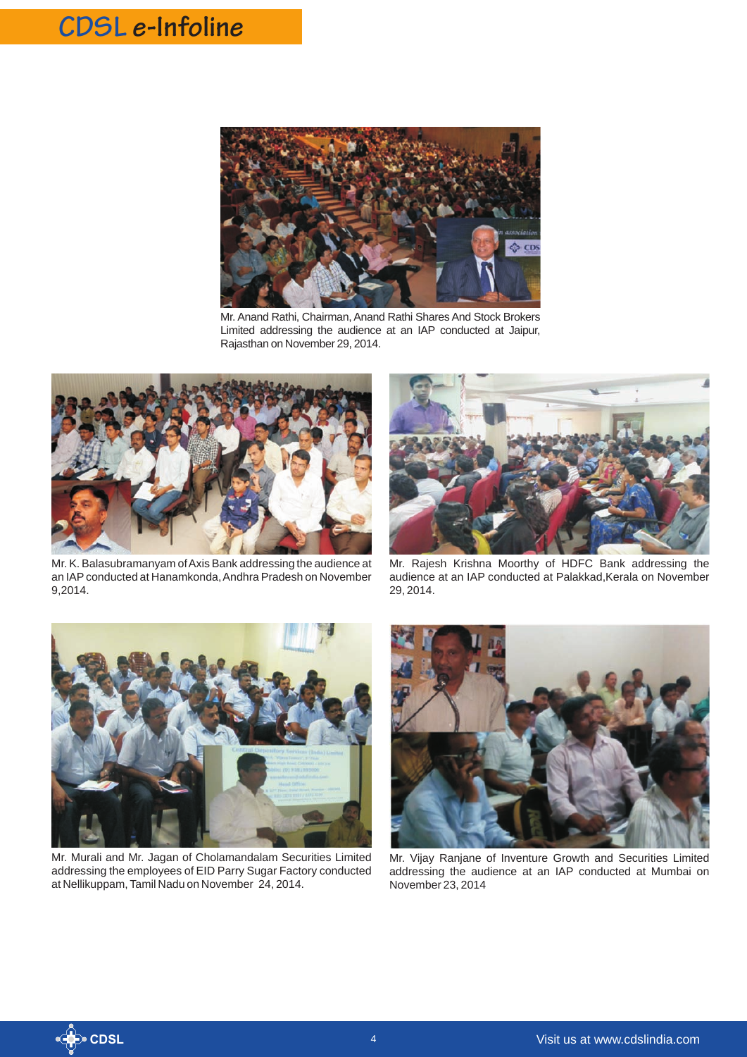Mr. Anand Rathi, Chairman, Anand Rathi Shares And Stock Brokers Limited addressing the audience at an IAP conducted at Jaipur, Rajasthan on November 29, 2014.

Mr. K. Balasubramanyam of Axis Bank addressing the audience at an IAP conducted at Hanamkonda, Andhra Pradesh on November 9,2014.

Mr. Rajesh Krishna Moorthy of HDFC Bank addressing the audience at an IAP conducted at Palakkad,Kerala on November 29, 2014.

Mr. Murali and Mr. Jagan of Cholamandalam Securities Limited addressing the employees of EID Parry Sugar Factory conducted at Nellikuppam, Tamil Nadu on November 24, 2014.

Mr. Vijay Ranjane of Inventure Growth and Securities Limited addressing the audience at an IAP conducted at Mumbai on November 23, 2014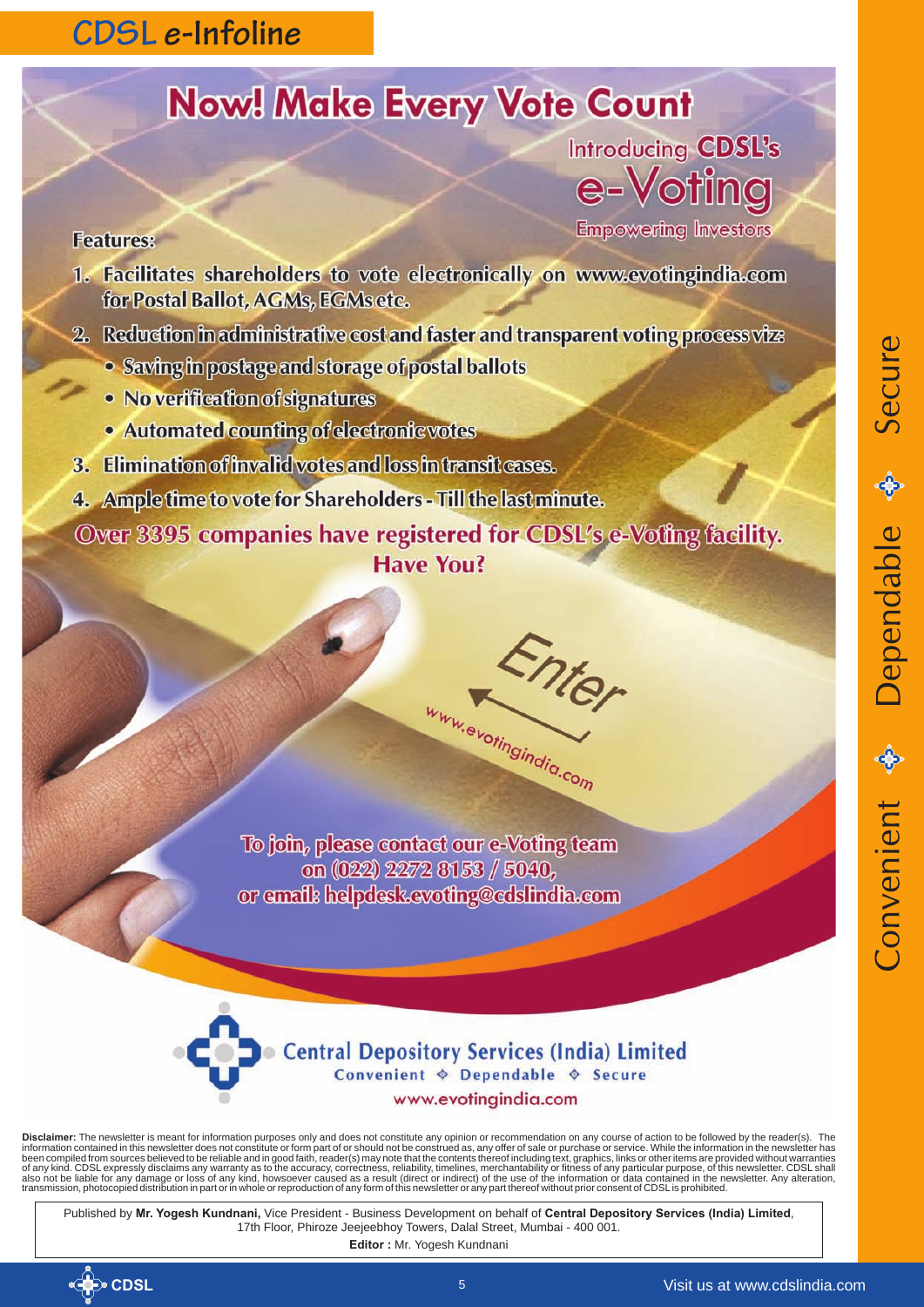# Now! Make Every Vote Count

Introducing **CDSL's**

## e-Voting

Empowering Investors

**Features:**

1. Facilitates shareholders to vote electronically on www.evotingindia.com for Postal Ballot, AGMs, EGMs etc.
2. Reduction in administrative cost and faster and transparent voting process viz:
   - Saving in postage and storage of postal ballots
   - No verification of signatures
   - Automated counting of electronic votes
3. Elimination of invalid votes and loss in transit cases.
4. Ample time to vote for Shareholders - Till the last minute.

**Over 3395 companies have registered for CDSL's e-Voting facility. Have You?**

Enter

www.evotingindia.com

To join, please contact our e-Voting team on (022) 2272 8153 / 5040, or email: helpdesk.evoting@cdslindia.com

**Central Depository Services (India) Limited**

Convenient ◈ Dependable ◈ Secure

www.evotingindia.com

Convenient ◈ Dependable ◈ Secure

**Disclaimer:** The newsletter is meant for information purposes only and does not constitute any opinion or recommendation on any course of action to be followed by the reader(s). The information contained in this newsletter does not constitute or form part of or should not be construed as, any offer of sale or purchase or service. While the information in the newsletter has been compiled from sources believed to be reliable and in good faith, reader(s) may note that the contents thereof including text, graphics, links or other items are provided without warranties of any kind. CDSL expressly disclaims any warranty as to the accuracy, correctness, reliability, timelines, merchantability or fitness of any particular purpose, of this newsletter. CDSL shall also not be liable for any damage or loss of any kind, howsoever caused as a result (direct or indirect) of the use of the information or data contained in the newsletter. Any alteration, transmission, photocopied distribution in part or in whole or reproduction of any form of this newsletter or any part thereof without prior consent of CDSL is prohibited.

Published by **Mr. Yogesh Kundnani,** Vice President - Business Development on behalf of **Central Depository Services (India) Limited**, 17th Floor, Phiroze Jeejeebhoy Towers, Dalal Street, Mumbai - 400 001.

**Editor :** Mr. Yogesh Kundnani